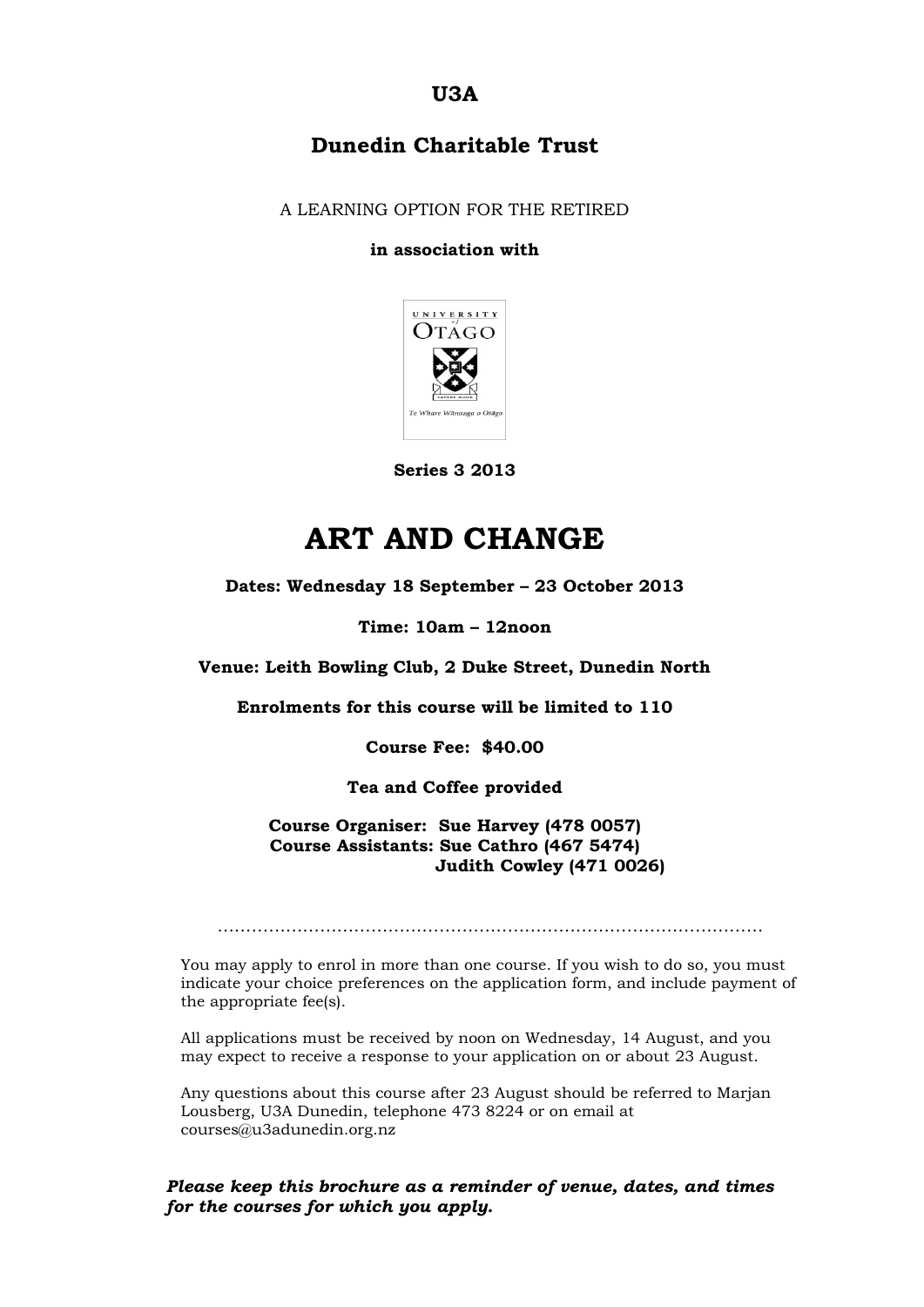**U3A**

**Dunedin Charitable Trust**

A LEARNING OPTION FOR THE RETIRED

**in association with**

**Series 3 2013**

# ART AND CHANGE

**Dates: Wednesday 18 September – 23 October 2013**

**Time: 10am – 12noon**

**Venue: Leith Bowling Club, 2 Duke Street, Dunedin North**

**Enrolments for this course will be limited to 110**

**Course Fee: $40.00**

**Tea and Coffee provided**

**Course Organiser: Sue Harvey (478 0057)**
**Course Assistants: Sue Cathro (467 5474)**
**Judith Cowley (471 0026)**

.................................................................................................

You may apply to enrol in more than one course. If you wish to do so, you must indicate your choice preferences on the application form, and include payment of the appropriate fee(s).

All applications must be received by noon on Wednesday, 14 August, and you may expect to receive a response to your application on or about 23 August.

Any questions about this course after 23 August should be referred to Marjan Lousberg, U3A Dunedin, telephone 473 8224 or on email at courses@u3adunedin.org.nz

***Please keep this brochure as a reminder of venue, dates, and times for the courses for which you apply.***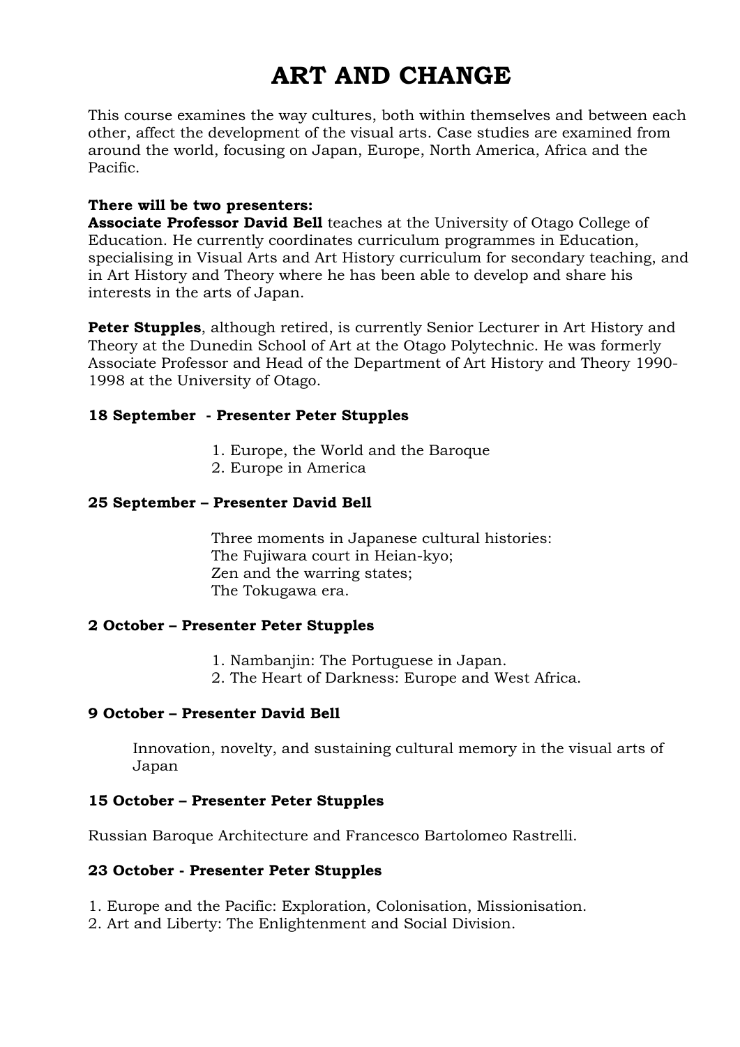# ART AND CHANGE

This course examines the way cultures, both within themselves and between each other, affect the development of the visual arts. Case studies are examined from around the world, focusing on Japan, Europe, North America, Africa and the Pacific.

**There will be two presenters:**
**Associate Professor David Bell** teaches at the University of Otago College of Education. He currently coordinates curriculum programmes in Education, specialising in Visual Arts and Art History curriculum for secondary teaching, and in Art History and Theory where he has been able to develop and share his interests in the arts of Japan.

**Peter Stupples**, although retired, is currently Senior Lecturer in Art History and Theory at the Dunedin School of Art at the Otago Polytechnic. He was formerly Associate Professor and Head of the Department of Art History and Theory 1990-1998 at the University of Otago.

**18 September - Presenter Peter Stupples**

1. Europe, the World and the Baroque
2. Europe in America

**25 September – Presenter David Bell**

Three moments in Japanese cultural histories:
The Fujiwara court in Heian-kyo;
Zen and the warring states;
The Tokugawa era.

**2 October – Presenter Peter Stupples**

1. Nambanjin: The Portuguese in Japan.
2. The Heart of Darkness: Europe and West Africa.

**9 October – Presenter David Bell**

Innovation, novelty, and sustaining cultural memory in the visual arts of Japan

**15 October – Presenter Peter Stupples**

Russian Baroque Architecture and Francesco Bartolomeo Rastrelli.

**23 October - Presenter Peter Stupples**

1. Europe and the Pacific: Exploration, Colonisation, Missionisation.
2. Art and Liberty: The Enlightenment and Social Division.